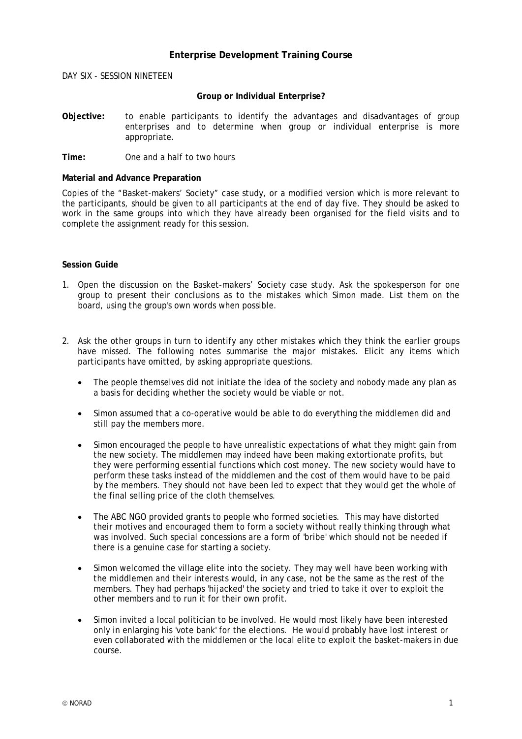# Enterprise Development Training Course

DAY SIX - SESSION NINETEEN

## Group or Individual Enterprise?

**Objective:** to enable participants to identify the advantages and disadvantages of group enterprises and to determine when group or individual enterprise is more appropriate.

**Time:** One and a half to two hours

**Material and Advance Preparation**

Copies of the "Basket-makers' Society" case study, or a modified version which is more relevant to the participants, should be given to all participants at the end of day five. They should be asked to work in the same groups into which they have already been organised for the field visits and to complete the assignment ready for this session.

**Session Guide**

1. Open the discussion on the Basket-makers' Society case study. Ask the spokesperson for one group to present their conclusions as to the mistakes which Simon made. List them on the board, using the group's own words when possible.

2. Ask the other groups in turn to identify any other mistakes which they think the earlier groups have missed. The following notes summarise the major mistakes. Elicit any items which participants have omitted, by asking appropriate questions.

   - The people themselves did not initiate the idea of the society and nobody made any plan as a basis for deciding whether the society would be viable or not.

   - Simon assumed that a co-operative would be able to do everything the middlemen did and still pay the members more.

   - Simon encouraged the people to have unrealistic expectations of what they might gain from the new society. The middlemen may indeed have been making extortionate profits, but they were performing essential functions which cost money. The new society would have to perform these tasks instead of the middlemen and the cost of them would have to be paid by the members. They should not have been led to expect that they would get the whole of the final selling price of the cloth themselves.

   - The ABC NGO provided grants to people who formed societies. This may have distorted their motives and encouraged them to form a society without really thinking through what was involved. Such special concessions are a form of 'bribe' which should not be needed if there is a genuine case for starting a society.

   - Simon welcomed the village elite into the society. They may well have been working with the middlemen and their interests would, in any case, not be the same as the rest of the members. They had perhaps 'hijacked' the society and tried to take it over to exploit the other members and to run it for their own profit.

   - Simon invited a local politician to be involved. He would most likely have been interested only in enlarging his 'vote bank' for the elections. He would probably have lost interest or even collaborated with the middlemen or the local elite to exploit the basket-makers in due course.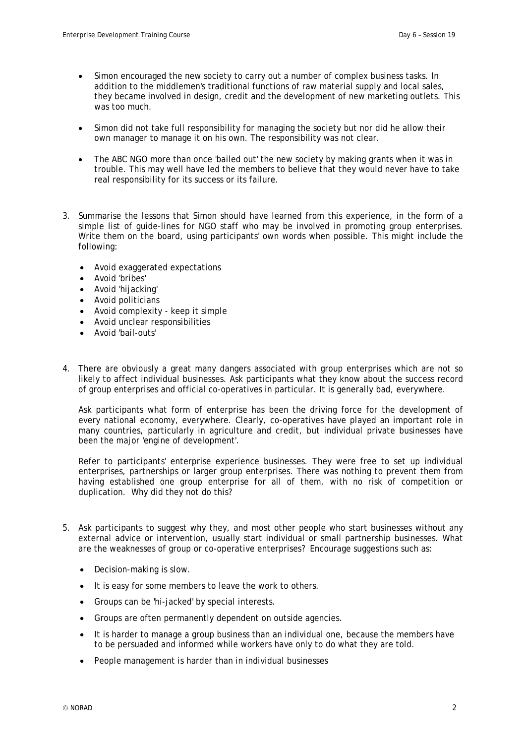- Simon encouraged the new society to carry out a number of complex business tasks. In addition to the middlemen's traditional functions of raw material supply and local sales, they became involved in design, credit and the development of new marketing outlets. This was too much.

- Simon did not take full responsibility for managing the society but nor did he allow their own manager to manage it on his own. The responsibility was not clear.

- The ABC NGO more than once 'bailed out' the new society by making grants when it was in trouble. This may well have led the members to believe that they would never have to take real responsibility for its success or its failure.

3. Summarise the lessons that Simon should have learned from this experience, in the form of a simple list of guide-lines for NGO staff who may be involved in promoting group enterprises. Write them on the board, using participants' own words when possible. This might include the following:

   - Avoid exaggerated expectations
   - Avoid 'bribes'
   - Avoid 'hijacking'
   - Avoid politicians
   - Avoid complexity - keep it simple
   - Avoid unclear responsibilities
   - Avoid 'bail-outs'

4. There are obviously a great many dangers associated with group enterprises which are not so likely to affect individual businesses. Ask participants what they know about the success record of group enterprises and official co-operatives in particular. It is generally bad, everywhere.

   Ask participants what form of enterprise has been the driving force for the development of every national economy, everywhere. Clearly, co-operatives have played an important role in many countries, particularly in agriculture and credit, but individual private businesses have been the major 'engine of development'.

   Refer to participants' enterprise experience businesses. They were free to set up individual enterprises, partnerships or larger group enterprises. There was nothing to prevent them from having established one group enterprise for all of them, with no risk of competition or duplication. Why did they not do this?

5. Ask participants to suggest why they, and most other people who start businesses without any external advice or intervention, usually start individual or small partnership businesses. What are the weaknesses of group or co-operative enterprises? Encourage suggestions such as:

   - Decision-making is slow.
   - It is easy for some members to leave the work to others.
   - Groups can be 'hi-jacked' by special interests.
   - Groups are often permanently dependent on outside agencies.
   - It is harder to manage a group business than an individual one, because the members have to be persuaded and informed while workers have only to do what they are told.
   - People management is harder than in individual businesses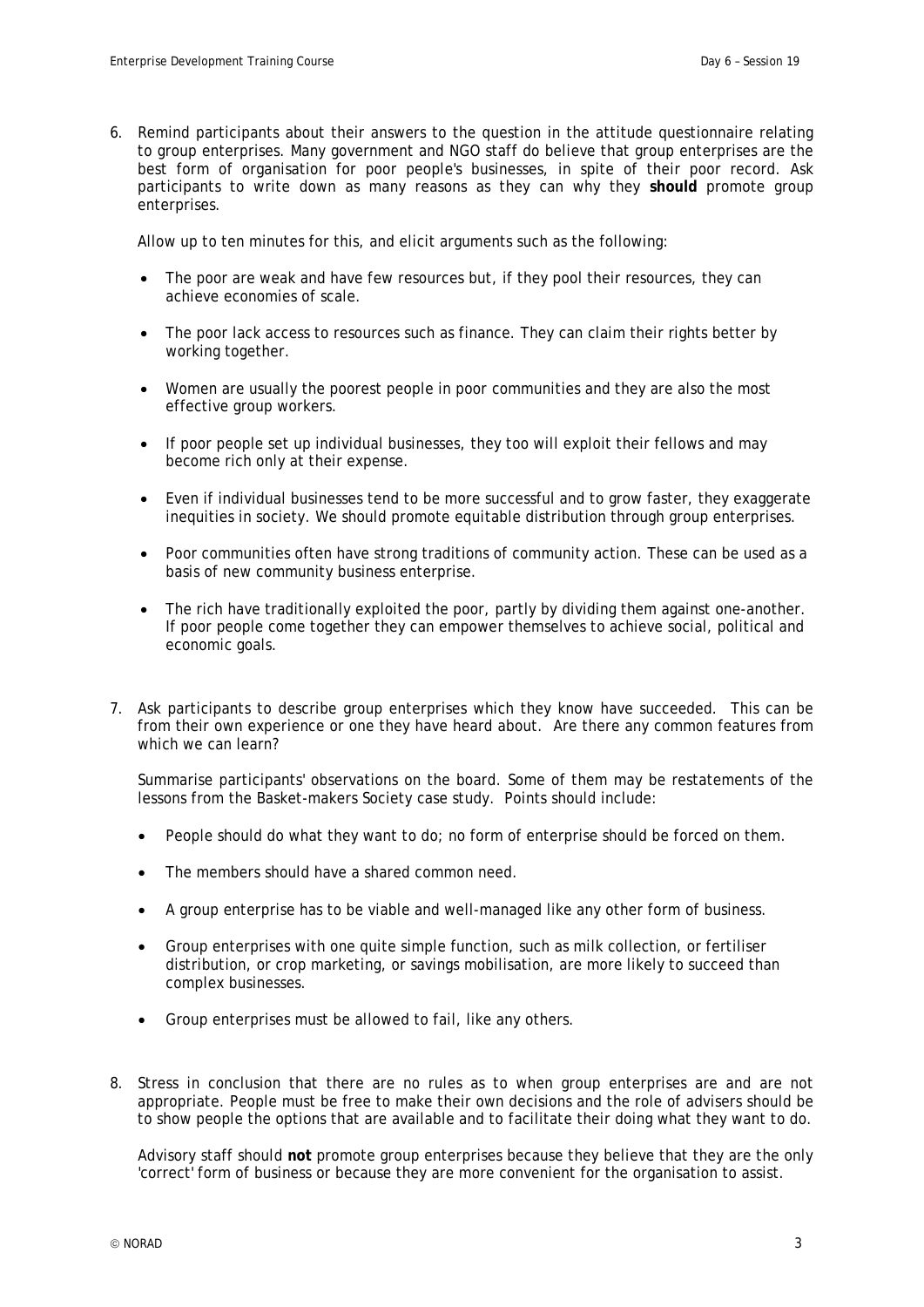6. Remind participants about their answers to the question in the attitude questionnaire relating to group enterprises. Many government and NGO staff do believe that group enterprises are the best form of organisation for poor people's businesses, in spite of their poor record. Ask participants to write down as many reasons as they can why they **should** promote group enterprises.

   Allow up to ten minutes for this, and elicit arguments such as the following:

   - The poor are weak and have few resources but, if they pool their resources, they can achieve economies of scale.
   - The poor lack access to resources such as finance. They can claim their rights better by working together.
   - Women are usually the poorest people in poor communities and they are also the most effective group workers.
   - If poor people set up individual businesses, they too will exploit their fellows and may become rich only at their expense.
   - Even if individual businesses tend to be more successful and to grow faster, they exaggerate inequities in society. We should promote equitable distribution through group enterprises.
   - Poor communities often have strong traditions of community action. These can be used as a basis of new community business enterprise.
   - The rich have traditionally exploited the poor, partly by dividing them against one-another. If poor people come together they can empower themselves to achieve social, political and economic goals.

7. Ask participants to describe group enterprises which they know have succeeded. This can be from their own experience or one they have heard about. Are there any common features from which we can learn?

   Summarise participants' observations on the board. Some of them may be restatements of the lessons from the Basket-makers Society case study. Points should include:

   - People should do what they want to do; no form of enterprise should be forced on them.
   - The members should have a shared common need.
   - A group enterprise has to be viable and well-managed like any other form of business.
   - Group enterprises with one quite simple function, such as milk collection, or fertiliser distribution, or crop marketing, or savings mobilisation, are more likely to succeed than complex businesses.
   - Group enterprises must be allowed to fail, like any others.

8. Stress in conclusion that there are no rules as to when group enterprises are and are not appropriate. People must be free to make their own decisions and the role of advisers should be to show people the options that are available and to facilitate their doing what they want to do.

   Advisory staff should **not** promote group enterprises because they believe that they are the only 'correct' form of business or because they are more convenient for the organisation to assist.